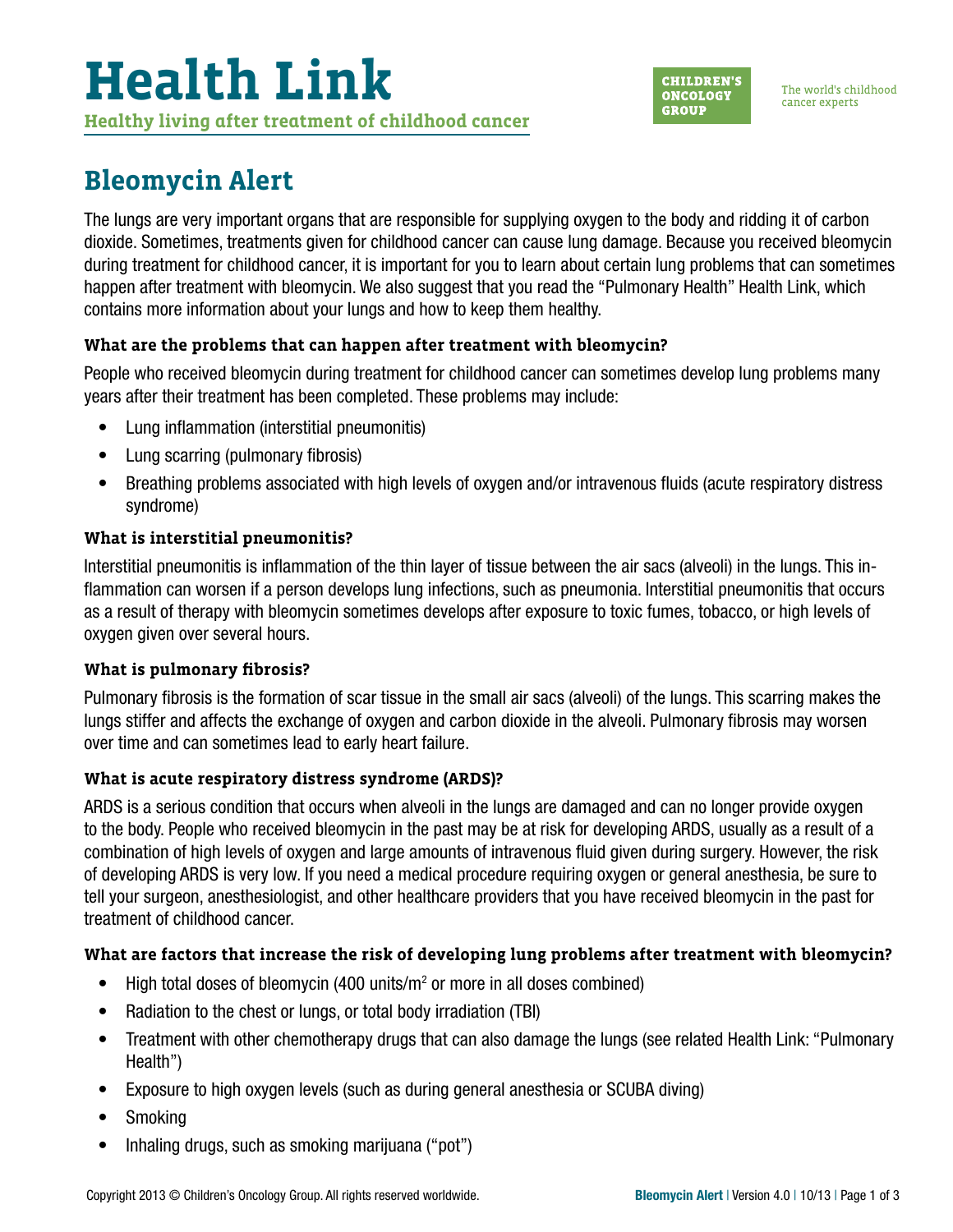# Health Link

**Healthy living after treatment of childhood cancer**

CHILDREN'S ONCOLOGY GROUP

The world's childhood cancer experts

## Bleomycin Alert

The lungs are very important organs that are responsible for supplying oxygen to the body and ridding it of carbon dioxide. Sometimes, treatments given for childhood cancer can cause lung damage. Because you received bleomycin during treatment for childhood cancer, it is important for you to learn about certain lung problems that can sometimes happen after treatment with bleomycin. We also suggest that you read the "Pulmonary Health" Health Link, which contains more information about your lungs and how to keep them healthy.

### What are the problems that can happen after treatment with bleomycin?

People who received bleomycin during treatment for childhood cancer can sometimes develop lung problems many years after their treatment has been completed. These problems may include:

- Lung inflammation (interstitial pneumonitis)
- Lung scarring (pulmonary fibrosis)
- Breathing problems associated with high levels of oxygen and/or intravenous fluids (acute respiratory distress syndrome)

### What is interstitial pneumonitis?

Interstitial pneumonitis is inflammation of the thin layer of tissue between the air sacs (alveoli) in the lungs. This inflammation can worsen if a person develops lung infections, such as pneumonia. Interstitial pneumonitis that occurs as a result of therapy with bleomycin sometimes develops after exposure to toxic fumes, tobacco, or high levels of oxygen given over several hours.

### What is pulmonary fibrosis?

Pulmonary fibrosis is the formation of scar tissue in the small air sacs (alveoli) of the lungs. This scarring makes the lungs stiffer and affects the exchange of oxygen and carbon dioxide in the alveoli. Pulmonary fibrosis may worsen over time and can sometimes lead to early heart failure.

### What is acute respiratory distress syndrome (ARDS)?

ARDS is a serious condition that occurs when alveoli in the lungs are damaged and can no longer provide oxygen to the body. People who received bleomycin in the past may be at risk for developing ARDS, usually as a result of a combination of high levels of oxygen and large amounts of intravenous fluid given during surgery. However, the risk of developing ARDS is very low. If you need a medical procedure requiring oxygen or general anesthesia, be sure to tell your surgeon, anesthesiologist, and other healthcare providers that you have received bleomycin in the past for treatment of childhood cancer.

### What are factors that increase the risk of developing lung problems after treatment with bleomycin?

- High total doses of bleomycin (400 units/$m^2$ or more in all doses combined)
- Radiation to the chest or lungs, or total body irradiation (TBI)
- Treatment with other chemotherapy drugs that can also damage the lungs (see related Health Link: "Pulmonary Health")
- Exposure to high oxygen levels (such as during general anesthesia or SCUBA diving)
- Smoking
- Inhaling drugs, such as smoking marijuana ("pot")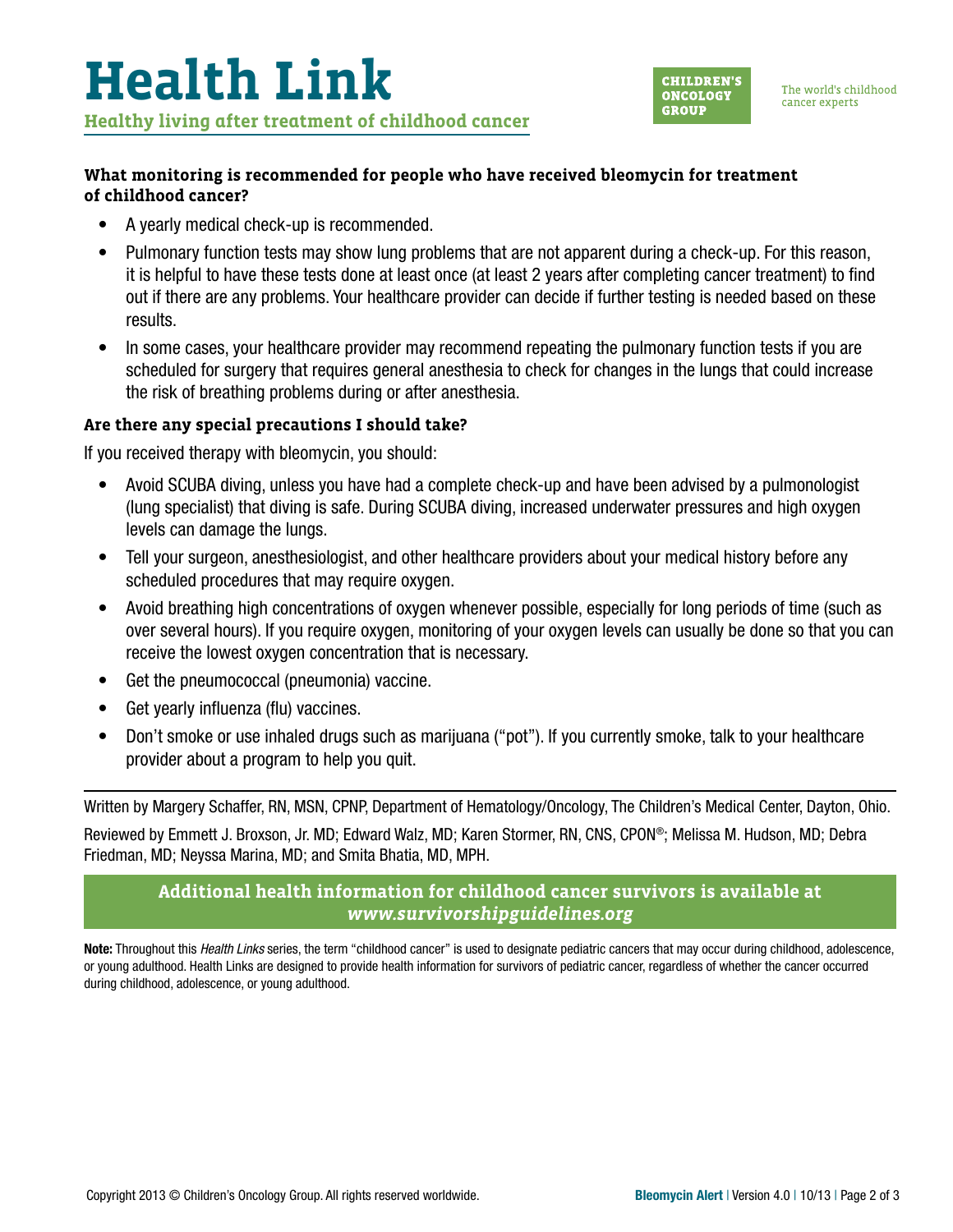### What monitoring is recommended for people who have received bleomycin for treatment of childhood cancer?

- A yearly medical check-up is recommended.
- Pulmonary function tests may show lung problems that are not apparent during a check-up. For this reason, it is helpful to have these tests done at least once (at least 2 years after completing cancer treatment) to find out if there are any problems. Your healthcare provider can decide if further testing is needed based on these results.
- In some cases, your healthcare provider may recommend repeating the pulmonary function tests if you are scheduled for surgery that requires general anesthesia to check for changes in the lungs that could increase the risk of breathing problems during or after anesthesia.

### Are there any special precautions I should take?

If you received therapy with bleomycin, you should:

- Avoid SCUBA diving, unless you have had a complete check-up and have been advised by a pulmonologist (lung specialist) that diving is safe. During SCUBA diving, increased underwater pressures and high oxygen levels can damage the lungs.
- Tell your surgeon, anesthesiologist, and other healthcare providers about your medical history before any scheduled procedures that may require oxygen.
- Avoid breathing high concentrations of oxygen whenever possible, especially for long periods of time (such as over several hours). If you require oxygen, monitoring of your oxygen levels can usually be done so that you can receive the lowest oxygen concentration that is necessary.
- Get the pneumococcal (pneumonia) vaccine.
- Get yearly influenza (flu) vaccines.
- Don't smoke or use inhaled drugs such as marijuana ("pot"). If you currently smoke, talk to your healthcare provider about a program to help you quit.

---

Written by Margery Schaffer, RN, MSN, CPNP, Department of Hematology/Oncology, The Children's Medical Center, Dayton, Ohio.

Reviewed by Emmett J. Broxson, Jr. MD; Edward Walz, MD; Karen Stormer, RN, CNS, CPON®; Melissa M. Hudson, MD; Debra Friedman, MD; Neyssa Marina, MD; and Smita Bhatia, MD, MPH.

**Additional health information for childhood cancer survivors is available at *www.survivorshipguidelines.org***

**Note:** Throughout this *Health Links* series, the term "childhood cancer" is used to designate pediatric cancers that may occur during childhood, adolescence, or young adulthood. Health Links are designed to provide health information for survivors of pediatric cancer, regardless of whether the cancer occurred during childhood, adolescence, or young adulthood.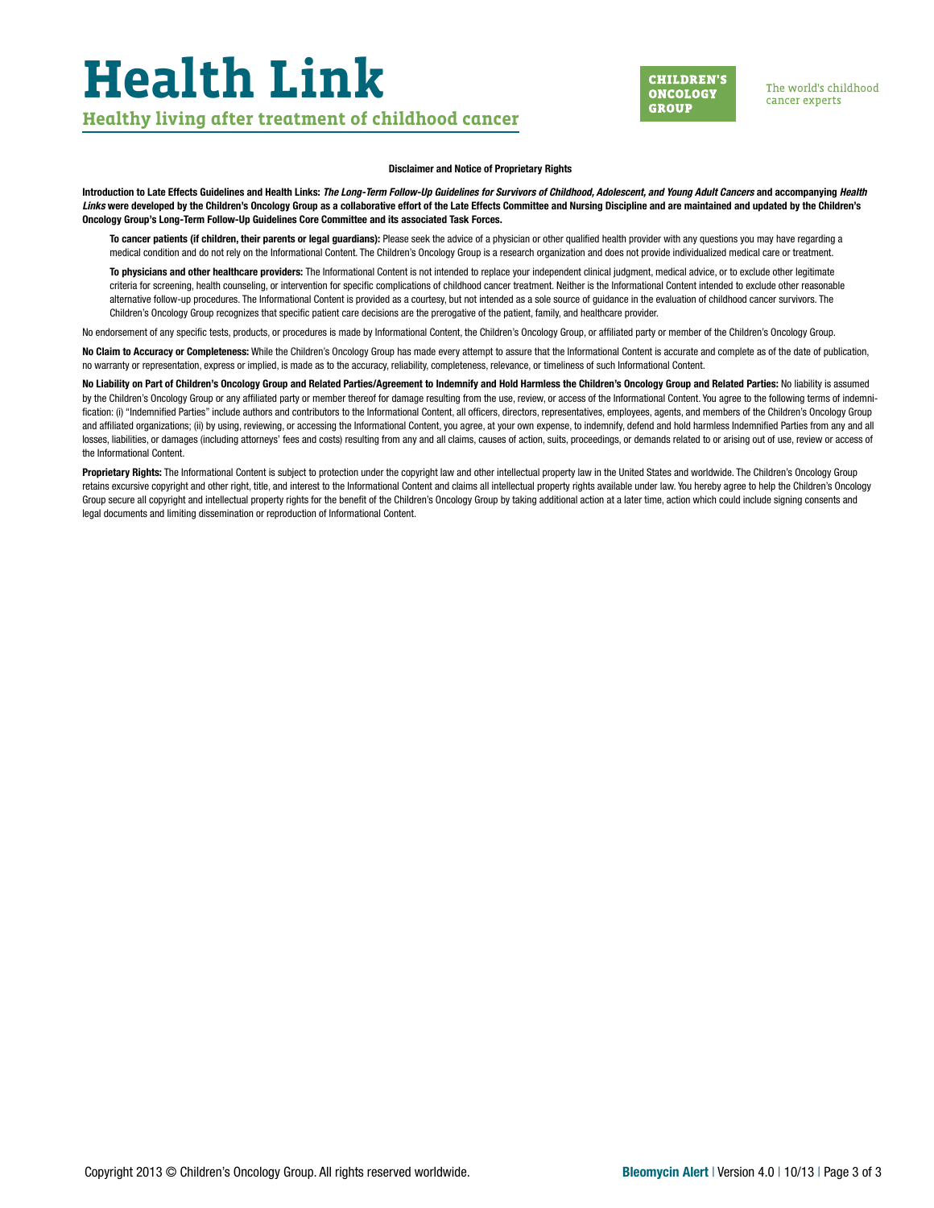# Health Link

## Healthy living after treatment of childhood cancer

CHILDREN'S ONCOLOGY GROUP

The world's childhood cancer experts

**Disclaimer and Notice of Proprietary Rights**

**Introduction to Late Effects Guidelines and Health Links: *The Long-Term Follow-Up Guidelines for Survivors of Childhood, Adolescent, and Young Adult Cancers* and accompanying *Health Links* were developed by the Children's Oncology Group as a collaborative effort of the Late Effects Committee and Nursing Discipline and are maintained and updated by the Children's Oncology Group's Long-Term Follow-Up Guidelines Core Committee and its associated Task Forces.**

**To cancer patients (if children, their parents or legal guardians):** Please seek the advice of a physician or other qualified health provider with any questions you may have regarding a medical condition and do not rely on the Informational Content. The Children's Oncology Group is a research organization and does not provide individualized medical care or treatment.

**To physicians and other healthcare providers:** The Informational Content is not intended to replace your independent clinical judgment, medical advice, or to exclude other legitimate criteria for screening, health counseling, or intervention for specific complications of childhood cancer treatment. Neither is the Informational Content intended to exclude other reasonable alternative follow-up procedures. The Informational Content is provided as a courtesy, but not intended as a sole source of guidance in the evaluation of childhood cancer survivors. The Children's Oncology Group recognizes that specific patient care decisions are the prerogative of the patient, family, and healthcare provider.

No endorsement of any specific tests, products, or procedures is made by Informational Content, the Children's Oncology Group, or affiliated party or member of the Children's Oncology Group.

**No Claim to Accuracy or Completeness:** While the Children's Oncology Group has made every attempt to assure that the Informational Content is accurate and complete as of the date of publication, no warranty or representation, express or implied, is made as to the accuracy, reliability, completeness, relevance, or timeliness of such Informational Content.

**No Liability on Part of Children's Oncology Group and Related Parties/Agreement to Indemnify and Hold Harmless the Children's Oncology Group and Related Parties:** No liability is assumed by the Children's Oncology Group or any affiliated party or member thereof for damage resulting from the use, review, or access of the Informational Content. You agree to the following terms of indemnification: (i) "Indemnified Parties" include authors and contributors to the Informational Content, all officers, directors, representatives, employees, agents, and members of the Children's Oncology Group and affiliated organizations; (ii) by using, reviewing, or accessing the Informational Content, you agree, at your own expense, to indemnify, defend and hold harmless Indemnified Parties from any and all losses, liabilities, or damages (including attorneys' fees and costs) resulting from any and all claims, causes of action, suits, proceedings, or demands related to or arising out of use, review or access of the Informational Content.

**Proprietary Rights:** The Informational Content is subject to protection under the copyright law and other intellectual property law in the United States and worldwide. The Children's Oncology Group retains excursive copyright and other right, title, and interest to the Informational Content and claims all intellectual property rights available under law. You hereby agree to help the Children's Oncology Group secure all copyright and intellectual property rights for the benefit of the Children's Oncology Group by taking additional action at a later time, action which could include signing consents and legal documents and limiting dissemination or reproduction of Informational Content.

Copyright 2013 © Children's Oncology Group. All rights reserved worldwide.